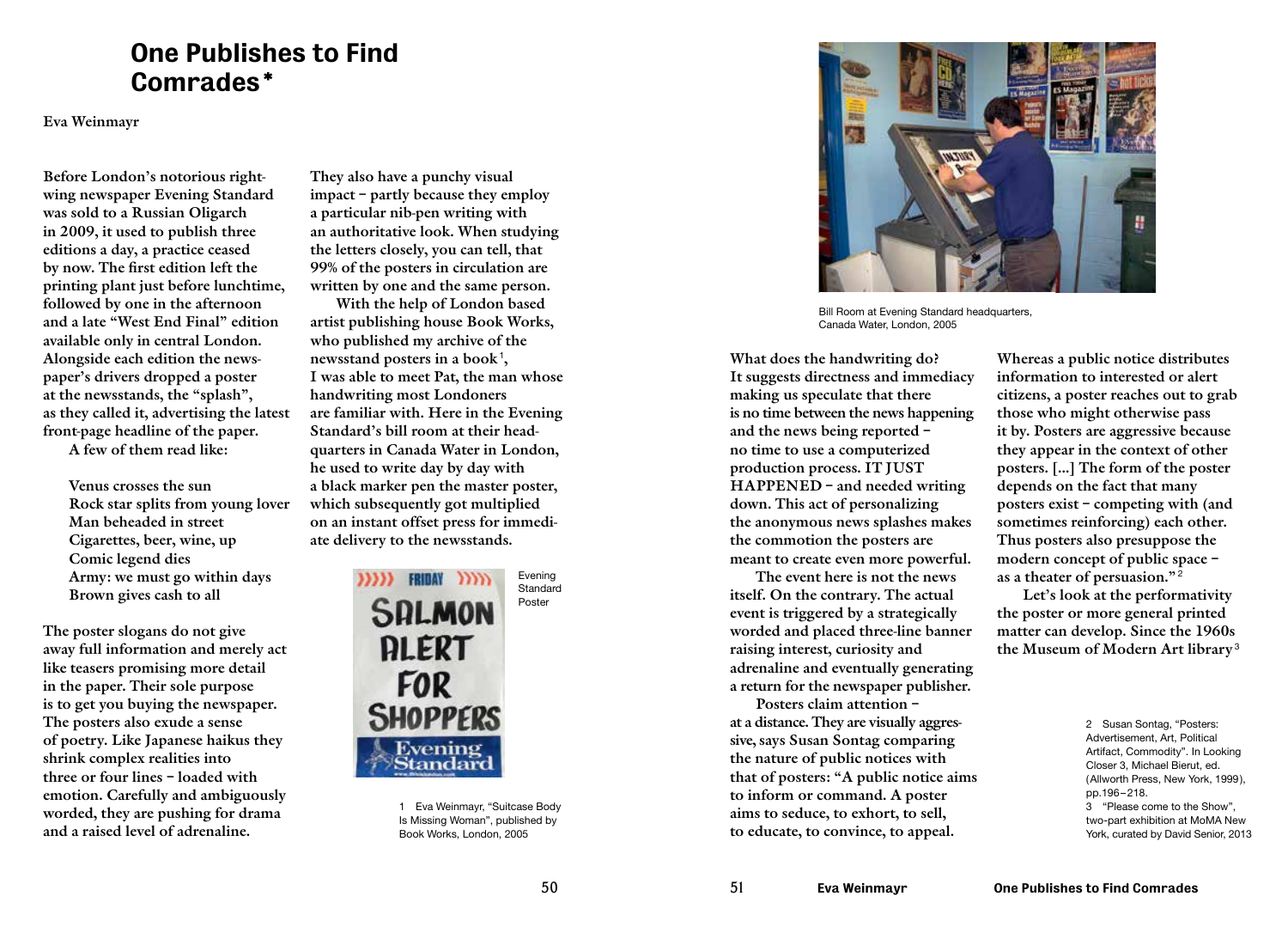# One Publishes to Find Comrades*

**Eva Weinmayr**

**Before London's notorious right-wing newspaper Evening Standard was sold to a Russian Oligarch in 2009, it used to publish three editions a day, a practice ceased by now. The first edition left the printing plant just before lunchtime, followed by one in the afternoon and a late "West End Final" edition available only in central London. Alongside each edition the newspaper's drivers dropped a poster at the newsstands, the "splash", as they called it, advertising the latest front-page headline of the paper.**

**A few of them read like:**

**Venus crosses the sun**
**Rock star splits from young lover**
**Man beheaded in street**
**Cigarettes, beer, wine, up**
**Comic legend dies**
**Army: we must go within days**
**Brown gives cash to all**

**The poster slogans do not give away full information and merely act like teasers promising more detail in the paper. Their sole purpose is to get you buying the newspaper. The posters also exude a sense of poetry. Like Japanese haikus they shrink complex realities into three or four lines – loaded with emotion. Carefully and ambiguously worded, they are pushing for drama and a raised level of adrenaline.**

**They also have a punchy visual impact – partly because they employ a particular nib-pen writing with an authoritative look. When studying the letters closely, you can tell, that 99% of the posters in circulation are written by one and the same person.**

**With the help of London based artist publishing house Book Works, who published my archive of the newsstand posters in a book[1], I was able to meet Pat, the man whose handwriting most Londoners are familiar with. Here in the Evening Standard's bill room at their headquarters in Canada Water in London, he used to write day by day with a black marker pen the master poster, which subsequently got multiplied on an instant offset press for immediate delivery to the newsstands.**

FRIDAY SALMON ALERT FOR SHOPPERS Evening Standard

Evening Standard Poster

1 Eva Weinmayr, "Suitcase Body Is Missing Woman", published by Book Works, London, 2005

Bill Room at Evening Standard headquarters, Canada Water, London, 2005

**What does the handwriting do? It suggests directness and immediacy making us speculate that there is no time between the news happening and the news being reported – no time to use a computerized production process. IT JUST HAPPENED – and needed writing down. This act of personalizing the anonymous news splashes makes the commotion the posters are meant to create even more powerful.**

**The event here is not the news itself. On the contrary. The actual event is triggered by a strategically worded and placed three-line banner raising interest, curiosity and adrenaline and eventually generating a return for the newspaper publisher.**

**Posters claim attention – at a distance. They are visually aggressive, says Susan Sontag comparing the nature of public notices with that of posters: "A public notice aims to inform or command. A poster aims to seduce, to exhort, to sell, to educate, to convince, to appeal. Whereas a public notice distributes information to interested or alert citizens, a poster reaches out to grab those who might otherwise pass it by. Posters are aggressive because they appear in the context of other posters. [...] The form of the poster depends on the fact that many posters exist – competing with (and sometimes reinforcing) each other. Thus posters also presuppose the modern concept of public space – as a theater of persuasion."[2]**

**Let's look at the performativity the poster or more general printed matter can develop. Since the 1960s the Museum of Modern Art library[3]**

2 Susan Sontag, "Posters: Advertisement, Art, Political Artifact, Commodity". In Looking Closer 3, Michael Bierut, ed. (Allworth Press, New York, 1999), pp.196–218.
3 "Please come to the Show", two-part exhibition at MoMA New York, curated by David Senior, 2013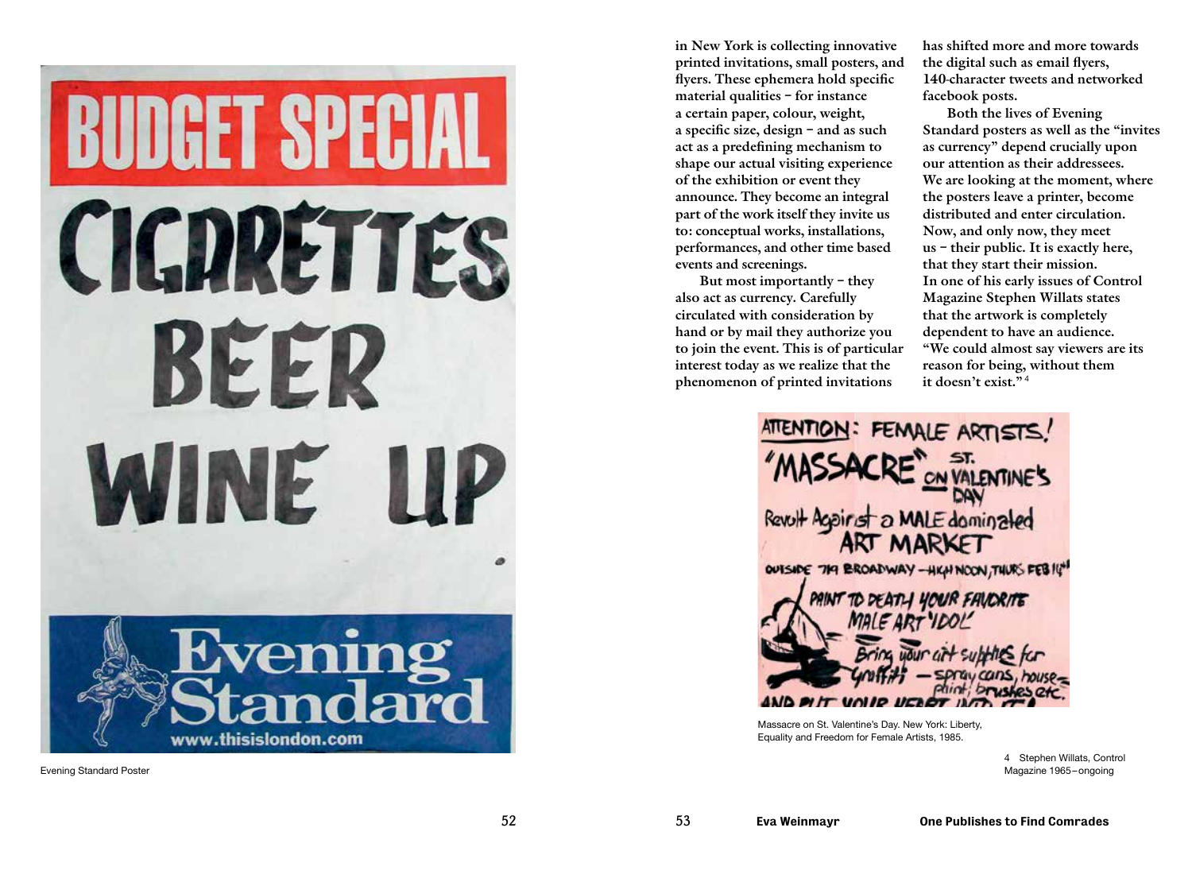Evening Standard Poster

in New York is collecting innovative printed invitations, small posters, and flyers. These ephemera hold specific material qualities – for instance a certain paper, colour, weight, a specific size, design – and as such act as a predefining mechanism to shape our actual visiting experience of the exhibition or event they announce. They become an integral part of the work itself they invite us to: conceptual works, installations, performances, and other time based events and screenings.

But most importantly – they also act as currency. Carefully circulated with consideration by hand or by mail they authorize you to join the event. This is of particular interest today as we realize that the phenomenon of printed invitations has shifted more and more towards the digital such as email flyers, 140-character tweets and networked facebook posts.

Both the lives of Evening Standard posters as well as the "invites as currency" depend crucially upon our attention as their addressees. We are looking at the moment, where the posters leave a printer, become distributed and enter circulation. Now, and only now, they meet us – their public. It is exactly here, that they start their mission. In one of his early issues of Control Magazine Stephen Willats states that the artwork is completely dependent to have an audience. "We could almost say viewers are its reason for being, without them it doesn't exist."[4]

Massacre on St. Valentine's Day. New York: Liberty, Equality and Freedom for Female Artists, 1985.

4 Stephen Willats, Control Magazine 1965–ongoing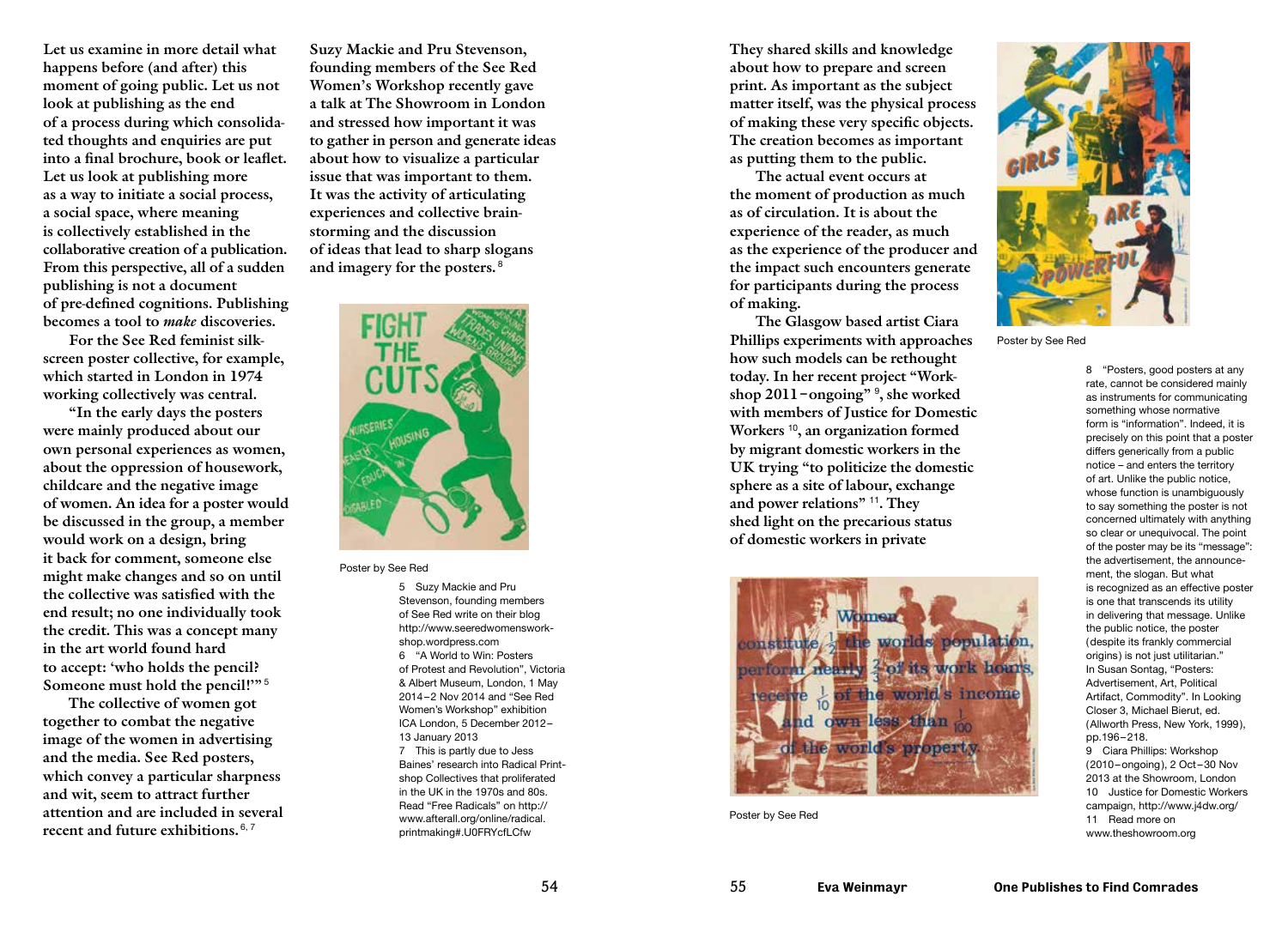Let us examine in more detail what happens before (and after) this moment of going public. Let us not look at publishing as the end of a process during which consolidated thoughts and enquiries are put into a final brochure, book or leaflet. Let us look at publishing more as a way to initiate a social process, a social space, where meaning is collectively established in the collaborative creation of a publication. From this perspective, all of a sudden publishing is not a document of pre-defined cognitions. Publishing becomes a tool to *make* discoveries.

For the See Red feminist silkscreen poster collective, for example, which started in London in 1974 working collectively was central.

"In the early days the posters were mainly produced about our own personal experiences as women, about the oppression of housework, childcare and the negative image of women. An idea for a poster would be discussed in the group, a member would work on a design, bring it back for comment, someone else might make changes and so on until the collective was satisfied with the end result; no one individually took the credit. This was a concept many in the art world found hard to accept: 'who holds the pencil? Someone must hold the pencil!'" [5]

The collective of women got together to combat the negative image of the women in advertising and the media. See Red posters, which convey a particular sharpness and wit, seem to attract further attention and are included in several recent and future exhibitions. [6, 7]

Suzy Mackie and Pru Stevenson, founding members of the See Red Women's Workshop recently gave a talk at The Showroom in London and stressed how important it was to gather in person and generate ideas about how to visualize a particular issue that was important to them. It was the activity of articulating experiences and collective brainstorming and the discussion of ideas that lead to sharp slogans and imagery for the posters. [8]

Poster by See Red

They shared skills and knowledge about how to prepare and screen print. As important as the subject matter itself, was the physical process of making these very specific objects. The creation becomes as important as putting them to the public.

The actual event occurs at the moment of production as much as of circulation. It is about the experience of the reader, as much as the experience of the producer and the impact such encounters generate for participants during the process of making.

The Glasgow based artist Ciara Phillips experiments with approaches how such models can be rethought today. In her recent project "Workshop 2011–ongoing" [9], she worked with members of Justice for Domestic Workers [10], an organization formed by migrant domestic workers in the UK trying "to politicize the domestic sphere as a site of labour, exchange and power relations" [11]. They shed light on the precarious status of domestic workers in private

Poster by See Red

Poster by See Red

5 Suzy Mackie and Pru Stevenson, founding members of See Red write on their blog http://www.seeredwomensworkshop.wordpress.com

6 "A World to Win: Posters of Protest and Revolution", Victoria & Albert Museum, London, 1 May 2014–2 Nov 2014 and "See Red Women's Workshop" exhibition ICA London, 5 December 2012–13 January 2013

7 This is partly due to Jess Baines' research into Radical Printshop Collectives that proliferated in the UK in the 1970s and 80s. Read "Free Radicals" on http://www.afterall.org/online/radical.printmaking#.U0FRYcfLCfw

8 "Posters, good posters at any rate, cannot be considered mainly as instruments for communicating something whose normative form is "information". Indeed, it is precisely on this point that a poster differs generically from a public notice – and enters the territory of art. Unlike the public notice, whose function is unambiguously to say something the poster is not concerned ultimately with anything so clear or unequivocal. The point of the poster may be its "message": the advertisement, the announcement, the slogan. But what is recognized as an effective poster is one that transcends its utility in delivering that message. Unlike the public notice, the poster (despite its frankly commercial origins) is not just utilitarian." In Susan Sontag, "Posters: Advertisement, Art, Political Artifact, Commodity". In Looking Closer 3, Michael Bierut, ed. (Allworth Press, New York, 1999), pp.196–218.

9 Ciara Phillips: Workshop (2010–ongoing), 2 Oct–30 Nov 2013 at the Showroom, London

10 Justice for Domestic Workers campaign, http://www.j4dw.org/

11 Read more on www.theshowroom.org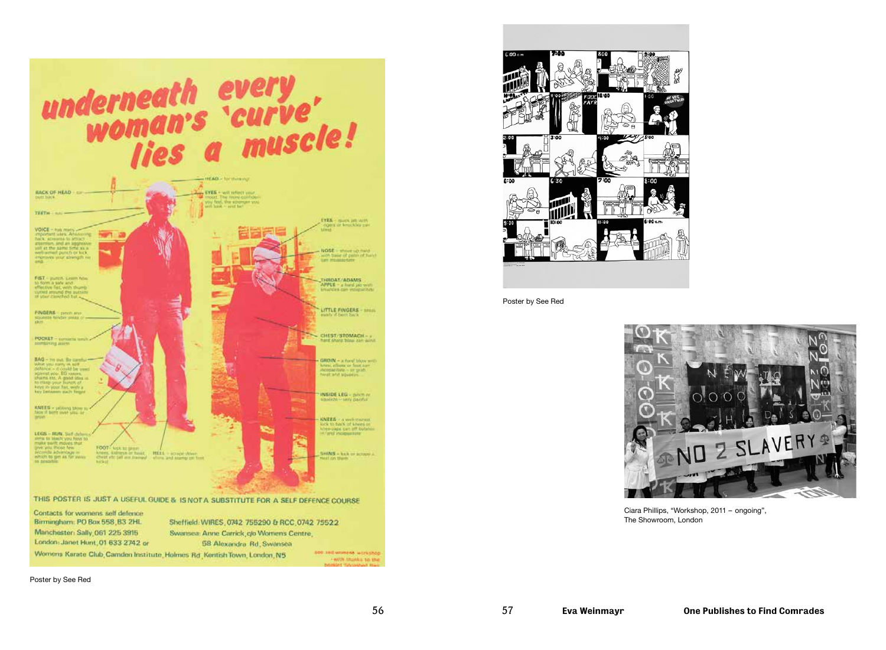Poster by See Red

Poster by See Red

Ciara Phillips, "Workshop, 2011 – ongoing", The Showroom, London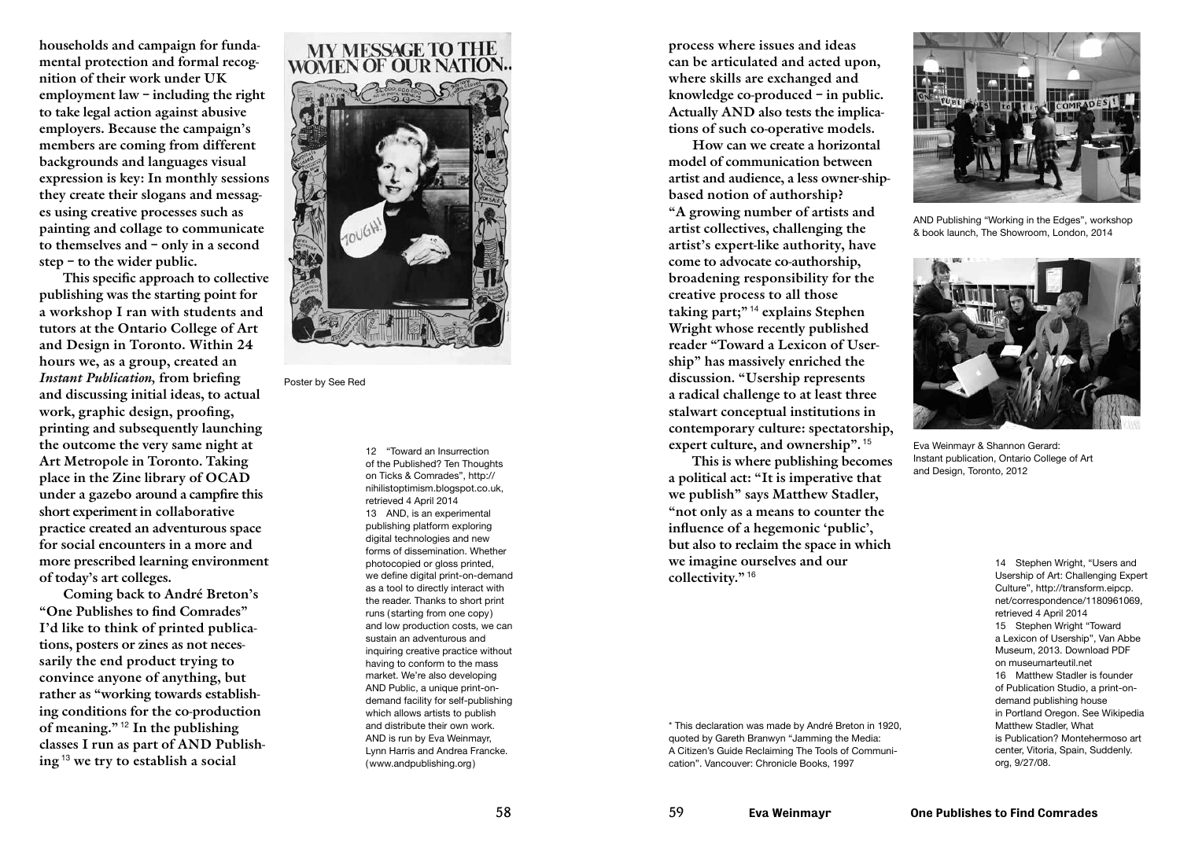**households and campaign for fundamental protection and formal recognition of their work under UK employment law – including the right to take legal action against abusive employers. Because the campaign's members are coming from different backgrounds and languages visual expression is key: In monthly sessions they create their slogans and messages using creative processes such as painting and collage to communicate to themselves and – only in a second step – to the wider public.**

**This specific approach to collective publishing was the starting point for a workshop I ran with students and tutors at the Ontario College of Art and Design in Toronto. Within 24 hours we, as a group, created an *Instant Publication*, from briefing and discussing initial ideas, to actual work, graphic design, proofing, printing and subsequently launching the outcome the very same night at Art Metropole in Toronto. Taking place in the Zine library of OCAD under a gazebo around a campfire this short experiment in collaborative practice created an adventurous space for social encounters in a more and more prescribed learning environment of today's art colleges.**

**Coming back to André Breton's "One Publishes to find Comrades" I'd like to think of printed publications, posters or zines as not necessarily the end product trying to convince anyone of anything, but rather as "working towards establishing conditions for the co-production of meaning."[12] In the publishing classes I run as part of AND Publishing[13] we try to establish a social process where issues and ideas can be articulated and acted upon, where skills are exchanged and knowledge co-produced – in public. Actually AND also tests the implications of such co-operative models.**

**How can we create a horizontal model of communication between artist and audience, a less owner-ship-based notion of authorship? "A growing number of artists and artist collectives, challenging the artist's expert-like authority, have come to advocate co-authorship, broadening responsibility for the creative process to all those taking part;"[14] explains Stephen Wright whose recently published reader "Toward a Lexicon of Usership" has massively enriched the discussion. "Usership represents a radical challenge to at least three stalwart conceptual institutions in contemporary culture: spectatorship, expert culture, and ownership".[15]**

**This is where publishing becomes a political act: "It is imperative that we publish" says Matthew Stadler, "not only as a means to counter the influence of a hegemonic 'public', but also to reclaim the space in which we imagine ourselves and our collectivity."[16]**

Poster by See Red

AND Publishing "Working in the Edges", workshop & book launch, The Showroom, London, 2014

Eva Weinmayr & Shannon Gerard: Instant publication, Ontario College of Art and Design, Toronto, 2012

12 "Toward an Insurrection of the Published? Ten Thoughts on Ticks & Comrades", http://nihilistoptimism.blogspot.co.uk, retrieved 4 April 2014

13 AND, is an experimental publishing platform exploring digital technologies and new forms of dissemination. Whether photocopied or gloss printed, we define digital print-on-demand as a tool to directly interact with the reader. Thanks to short print runs (starting from one copy) and low production costs, we can sustain an adventurous and inquiring creative practice without having to conform to the mass market. We're also developing AND Public, a unique print-on-demand facility for self-publishing which allows artists to publish and distribute their own work. AND is run by Eva Weinmayr, Lynn Harris and Andrea Francke. (www.andpublishing.org)

14 Stephen Wright, "Users and Usership of Art: Challenging Expert Culture", http://transform.eipcp.net/correspondence/1180961069, retrieved 4 April 2014

15 Stephen Wright "Toward a Lexicon of Usership", Van Abbe Museum, 2013. Download PDF on museumarteutil.net

16 Matthew Stadler is founder of Publication Studio, a print-on-demand publishing house in Portland Oregon. See Wikipedia Matthew Stadler, What is Publication? Montehermoso art center, Vitoria, Spain, Suddenly. org, 9/27/08.

* This declaration was made by André Breton in 1920, quoted by Gareth Branwyn "Jamming the Media: A Citizen's Guide Reclaiming The Tools of Communication". Vancouver: Chronicle Books, 1997